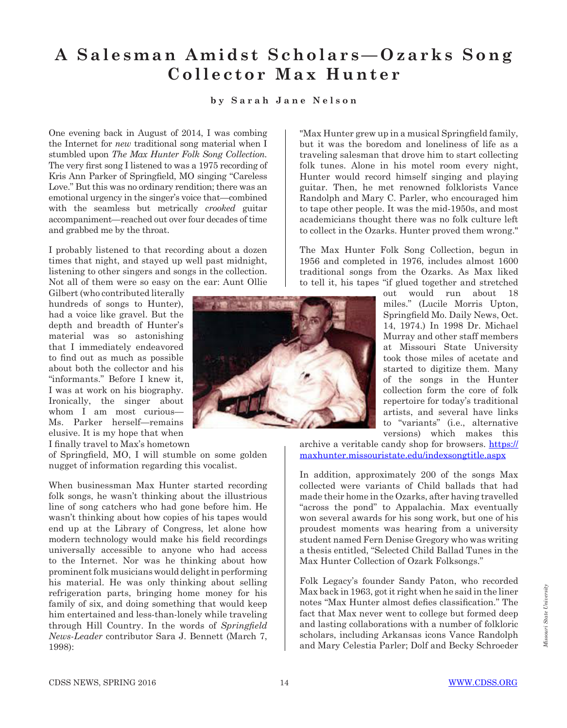# A Salesman Amidst Scholars—Ozarks Song Collector Max Hunter

**by Sarah Jane Nelson**

One evening back in August of 2014, I was combing the Internet for *new* traditional song material when I stumbled upon *The Max Hunter Folk Song Collection*. The very first song I listened to was a 1975 recording of Kris Ann Parker of Springfield, MO singing "Careless Love." But this was no ordinary rendition; there was an emotional urgency in the singer's voice that—combined with the seamless but metrically *crooked* guitar accompaniment—reached out over four decades of time and grabbed me by the throat.

I probably listened to that recording about a dozen times that night, and stayed up well past midnight, listening to other singers and songs in the collection. Not all of them were so easy on the ear: Aunt Ollie Gilbert (who contributed literally hundreds of songs to Hunter), had a voice like gravel. But the depth and breadth of Hunter's material was so astonishing that I immediately endeavored to find out as much as possible about both the collector and his "informants." Before I knew it, I was at work on his biography. Ironically, the singer about whom I am most curious—Ms. Parker herself—remains elusive. It is my hope that when I finally travel to Max's hometown of Springfield, MO, I will stumble on some golden nugget of information regarding this vocalist.

When businessman Max Hunter started recording folk songs, he wasn't thinking about the illustrious line of song catchers who had gone before him. He wasn't thinking about how copies of his tapes would end up at the Library of Congress, let alone how modern technology would make his field recordings universally accessible to anyone who had access to the Internet. Nor was he thinking about how prominent folk musicians would delight in performing his material. He was only thinking about selling refrigeration parts, bringing home money for his family of six, and doing something that would keep him entertained and less-than-lonely while traveling through Hill Country. In the words of *Springfield News-Leader* contributor Sara J. Bennett (March 7, 1998):

"Max Hunter grew up in a musical Springfield family, but it was the boredom and loneliness of life as a traveling salesman that drove him to start collecting folk tunes. Alone in his motel room every night, Hunter would record himself singing and playing guitar. Then, he met renowned folklorists Vance Randolph and Mary C. Parler, who encouraged him to tape other people. It was the mid-1950s, and most academicians thought there was no folk culture left to collect in the Ozarks. Hunter proved them wrong."

The Max Hunter Folk Song Collection, begun in 1956 and completed in 1976, includes almost 1600 traditional songs from the Ozarks. As Max liked to tell it, his tapes "if glued together and stretched out would run about 18 miles." (Lucile Morris Upton, Springfield Mo. Daily News, Oct. 14, 1974.) In 1998 Dr. Michael Murray and other staff members at Missouri State University took those miles of acetate and started to digitize them. Many of the songs in the Hunter collection form the core of folk repertoire for today's traditional artists, and several have links to "variants" (i.e., alternative versions) which makes this archive a veritable candy shop for browsers. https://maxhunter.missouristate.edu/indexsongtitle.aspx

In addition, approximately 200 of the songs Max collected were variants of Child ballads that had made their home in the Ozarks, after having travelled "across the pond" to Appalachia. Max eventually won several awards for his song work, but one of his proudest moments was hearing from a university student named Fern Denise Gregory who was writing a thesis entitled, "Selected Child Ballad Tunes in the Max Hunter Collection of Ozark Folksongs."

Folk Legacy's founder Sandy Paton, who recorded Max back in 1963, got it right when he said in the liner notes "Max Hunter almost defies classification." The fact that Max never went to college but formed deep and lasting collaborations with a number of folkloric scholars, including Arkansas icons Vance Randolph and Mary Celestia Parler; Dolf and Becky Schroeder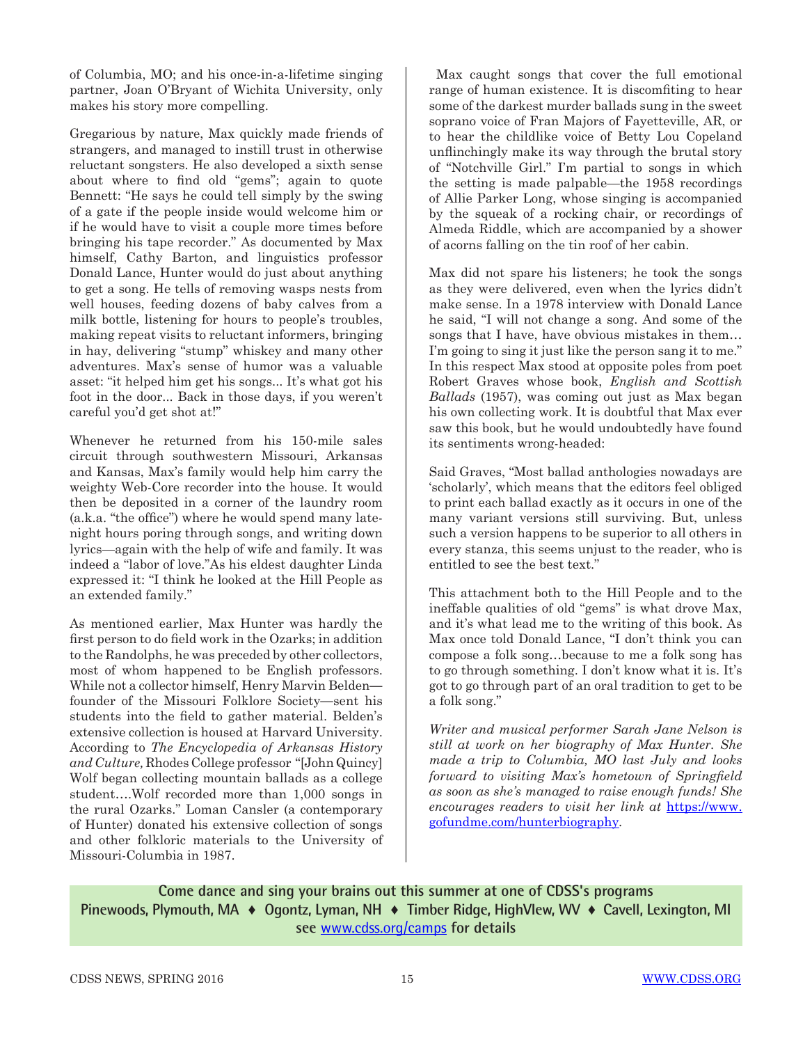of Columbia, MO; and his once-in-a-lifetime singing partner, Joan O'Bryant of Wichita University, only makes his story more compelling.

Gregarious by nature, Max quickly made friends of strangers, and managed to instill trust in otherwise reluctant songsters. He also developed a sixth sense about where to find old "gems"; again to quote Bennett: "He says he could tell simply by the swing of a gate if the people inside would welcome him or if he would have to visit a couple more times before bringing his tape recorder." As documented by Max himself, Cathy Barton, and linguistics professor Donald Lance, Hunter would do just about anything to get a song. He tells of removing wasps nests from well houses, feeding dozens of baby calves from a milk bottle, listening for hours to people's troubles, making repeat visits to reluctant informers, bringing in hay, delivering "stump" whiskey and many other adventures. Max's sense of humor was a valuable asset: "it helped him get his songs... It's what got his foot in the door... Back in those days, if you weren't careful you'd get shot at!"

Whenever he returned from his 150-mile sales circuit through southwestern Missouri, Arkansas and Kansas, Max's family would help him carry the weighty Web-Core recorder into the house. It would then be deposited in a corner of the laundry room (a.k.a. "the office") where he would spend many late-night hours poring through songs, and writing down lyrics—again with the help of wife and family. It was indeed a "labor of love."As his eldest daughter Linda expressed it: "I think he looked at the Hill People as an extended family."

As mentioned earlier, Max Hunter was hardly the first person to do field work in the Ozarks; in addition to the Randolphs, he was preceded by other collectors, most of whom happened to be English professors. While not a collector himself, Henry Marvin Belden—founder of the Missouri Folklore Society—sent his students into the field to gather material. Belden's extensive collection is housed at Harvard University. According to *The Encyclopedia of Arkansas History and Culture,* Rhodes College professor "[John Quincy] Wolf began collecting mountain ballads as a college student….Wolf recorded more than 1,000 songs in the rural Ozarks." Loman Cansler (a contemporary of Hunter) donated his extensive collection of songs and other folkloric materials to the University of Missouri-Columbia in 1987.

Max caught songs that cover the full emotional range of human existence. It is discomfiting to hear some of the darkest murder ballads sung in the sweet soprano voice of Fran Majors of Fayetteville, AR, or to hear the childlike voice of Betty Lou Copeland unflinchingly make its way through the brutal story of "Notchville Girl." I'm partial to songs in which the setting is made palpable—the 1958 recordings of Allie Parker Long, whose singing is accompanied by the squeak of a rocking chair, or recordings of Almeda Riddle, which are accompanied by a shower of acorns falling on the tin roof of her cabin.

Max did not spare his listeners; he took the songs as they were delivered, even when the lyrics didn't make sense. In a 1978 interview with Donald Lance he said, "I will not change a song. And some of the songs that I have, have obvious mistakes in them… I'm going to sing it just like the person sang it to me." In this respect Max stood at opposite poles from poet Robert Graves whose book, *English and Scottish Ballads* (1957), was coming out just as Max began his own collecting work. It is doubtful that Max ever saw this book, but he would undoubtedly have found its sentiments wrong-headed:

Said Graves, "Most ballad anthologies nowadays are 'scholarly', which means that the editors feel obliged to print each ballad exactly as it occurs in one of the many variant versions still surviving. But, unless such a version happens to be superior to all others in every stanza, this seems unjust to the reader, who is entitled to see the best text."

This attachment both to the Hill People and to the ineffable qualities of old "gems" is what drove Max, and it's what lead me to the writing of this book. As Max once told Donald Lance, "I don't think you can compose a folk song…because to me a folk song has to go through something. I don't know what it is. It's got to go through part of an oral tradition to get to be a folk song."

*Writer and musical performer Sarah Jane Nelson is still at work on her biography of Max Hunter. She made a trip to Columbia, MO last July and looks forward to visiting Max's hometown of Springfield as soon as she's managed to raise enough funds! She encourages readers to visit her link at* https://www.gofundme.com/hunterbiography.

**Come dance and sing your brains out this summer at one of CDSS's programs**
**Pinewoods, Plymouth, MA ♦ Ogontz, Lyman, NH ♦ Timber Ridge, HighVIew, WV ♦ Cavell, Lexington, MI**
**see www.cdss.org/camps for details**